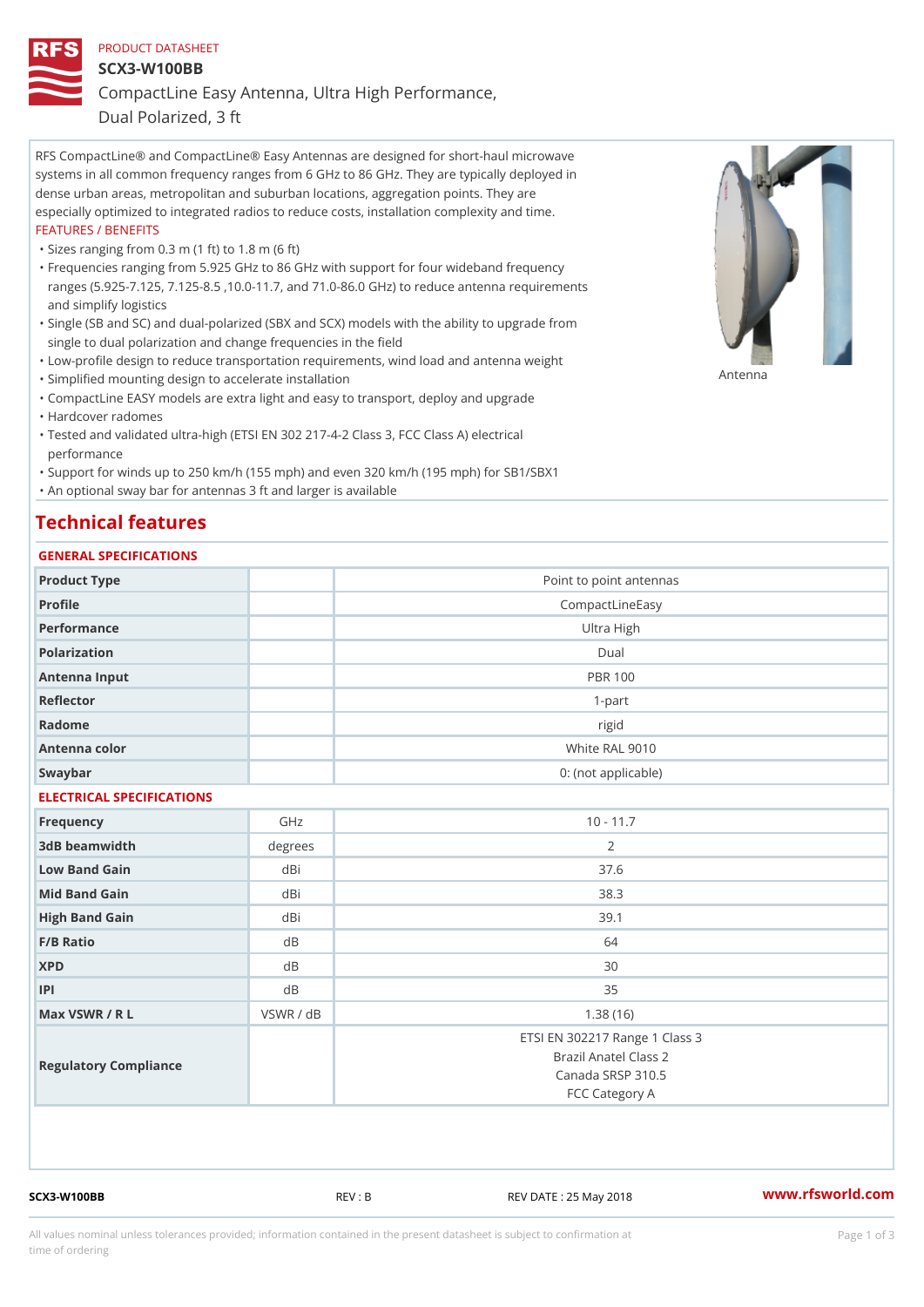PRODUCT DATASHEET

# SCX3-W100BB

## CompactLine Easy Antenna, Ultra High Performance, Dual Polarized, 3 ft

RFS CompactLine® and CompactLine® Easy Antennas are designed for short-haul microwave systems in all common frequency ranges from 6 GHz to 86 GHz. They are typically deployed in dense urban areas, metropolitan and suburban locations, aggregation points. They are especially optimized to integrated radios to reduce costs, installation complexity and time.

FEATURES / BENEFITS

- Sizes ranging from 0.3 m (1 ft) to 1.8 m (6 ft)
- Frequencies ranging from 5.925 GHz to 86 GHz with support for four wideband frequency ranges (5.925-7.125, 7.125-8.5 ,10.0-11.7, and 71.0-86.0 GHz) to reduce antenna requirements and simplify logistics
- Single (SB and SC) and dual-polarized (SBX and SCX) models with the ability to upgrade from single to dual polarization and change frequencies in the field
- Low-profile design to reduce transportation requirements, wind load and antenna weight
- Simplified mounting design to accelerate installation
- CompactLine EASY models are extra light and easy to transport, deploy and upgrade
- Hardcover radomes
- Tested and validated ultra-high (ETSI EN 302 217-4-2 Class 3, FCC Class A) electrical performance
- Support for winds up to 250 km/h (155 mph) and even 320 km/h (195 mph) for SB1/SBX1
- An optional sway bar for antennas 3 ft and larger is available

Antenna

# Technical features

GENERAL SPECIFICATIONS

| | | |
|---|---|---|
| Product Type | | Point to point antennas |
| Profile | | CompactLineEasy |
| Performance | | Ultra High |
| Polarization | | Dual |
| Antenna Input | | PBR 100 |
| Reflector | | 1-part |
| Radome | | rigid |
| Antenna color | | White RAL 9010 |
| Swaybar | | 0: (not applicable) |

ELECTRICAL SPECIFICATIONS

| | | |
|---|---|---|
| Frequency | GHz | 10 - 11.7 |
| 3dB beamwidth | degrees | 2 |
| Low Band Gain | dBi | 37.6 |
| Mid Band Gain | dBi | 38.3 |
| High Band Gain | dBi | 39.1 |
| F/B Ratio | dB | 64 |
| XPD | dB | 30 |
| IPI | dB | 35 |
| Max VSWR / R L | VSWR / dB | 1.38 (16) |
| Regulatory Compliance | | ETSI EN 302217 Range 1 Class 3<br>Brazil Anatel Class 2<br>Canada SRSP 310.5<br>FCC Category A |

SCX3-W100BB REV : B REV DATE : 25 May 2018 www.rfsworld.com

All values nominal unless tolerances provided; information contained in the present datasheet is subject to confirmation at time of ordering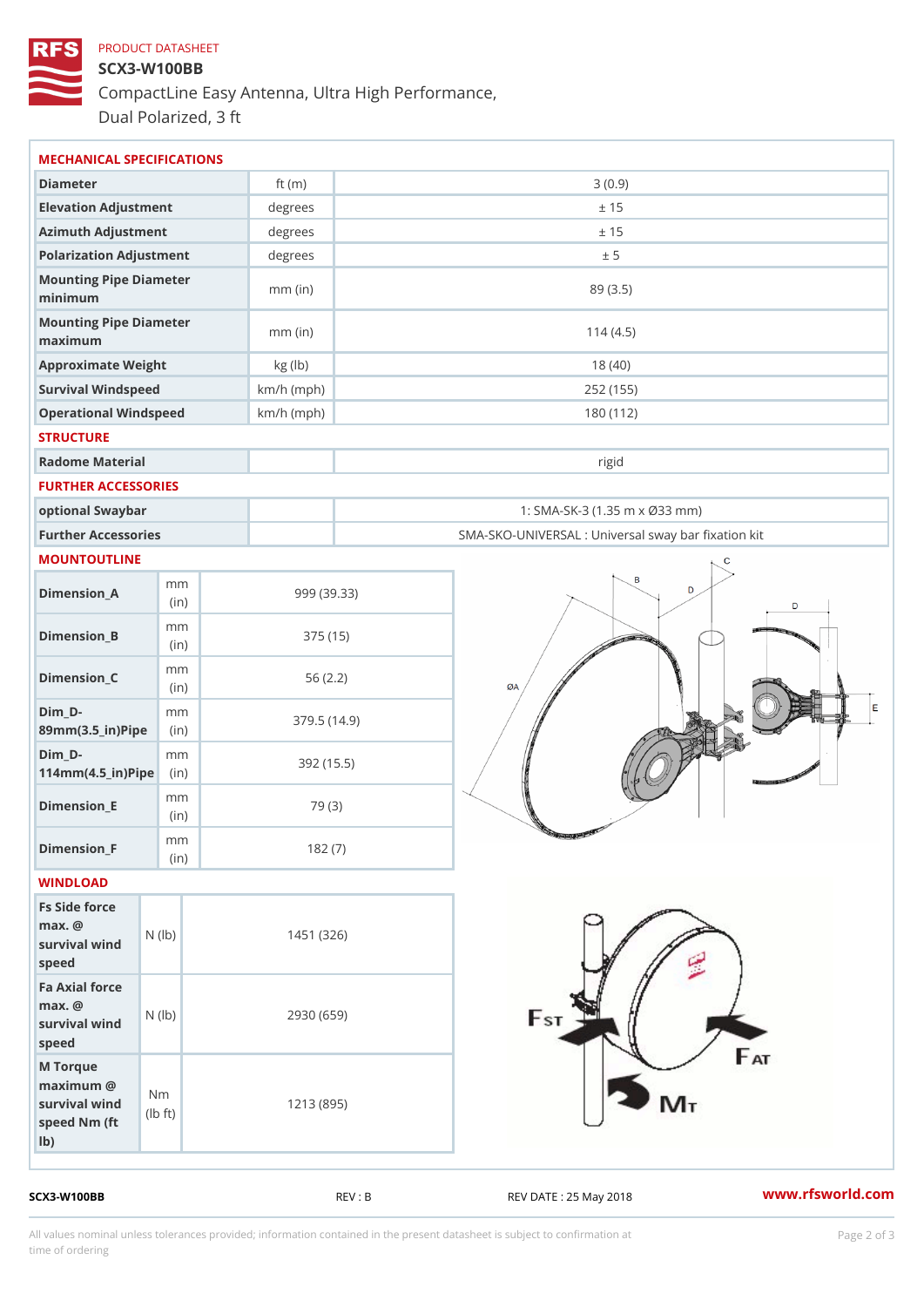PRODUCT DATASHEET

# SCX3-W100BB

## CompactLine Easy Antenna, Ultra High Performance, Dual Polarized, 3 ft

### MECHANICAL SPECIFICATIONS

| | | |
|---|---|---|
| Diameter | ft (m) | 3 (0.9) |
| Elevation Adjustment | degrees | ± 15 |
| Azimuth Adjustment | degrees | ± 15 |
| Polarization Adjustment | degrees | ± 5 |
| Mounting Pipe Diameter minimum | mm (in) | 89 (3.5) |
| Mounting Pipe Diameter maximum | mm (in) | 114 (4.5) |
| Approximate Weight | kg (lb) | 18 (40) |
| Survival Windspeed | km/h (mph) | 252 (155) |
| Operational Windspeed | km/h (mph) | 180 (112) |

### STRUCTURE

| | | |
|---|---|---|
| Radome Material | | rigid |

### FURTHER ACCESSORIES

| | | |
|---|---|---|
| optional Swaybar | | 1: SMA-SK-3 (1.35 m x Ø33 mm) |
| Further Accessories | | SMA-SKO-UNIVERSAL : Universal sway bar fixation kit |

### MOUNTOUTLINE

| | | |
|---|---|---|
| Dimension_A | mm (in) | 999 (39.33) |
| Dimension_B | mm (in) | 375 (15) |
| Dimension_C | mm (in) | 56 (2.2) |
| Dim_D-89mm(3.5_in)Pipe | mm (in) | 379.5 (14.9) |
| Dim_D-114mm(4.5_in)Pipe | mm (in) | 392 (15.5) |
| Dimension_E | mm (in) | 79 (3) |
| Dimension_F | mm (in) | 182 (7) |

### WINDLOAD

| | | |
|---|---|---|
| Fs Side force max. @ survival wind speed | N (lb) | 1451 (326) |
| Fa Axial force max. @ survival wind speed | N (lb) | 2930 (659) |
| M Torque maximum @ survival wind speed Nm (ft lb) | Nm (lb ft) | 1213 (895) |

SCX3-W100BB REV : B REV DATE : 25 May 2018 www.rfsworld.com

All values nominal unless tolerances provided; information contained in the present datasheet is subject to confirmation at time of ordering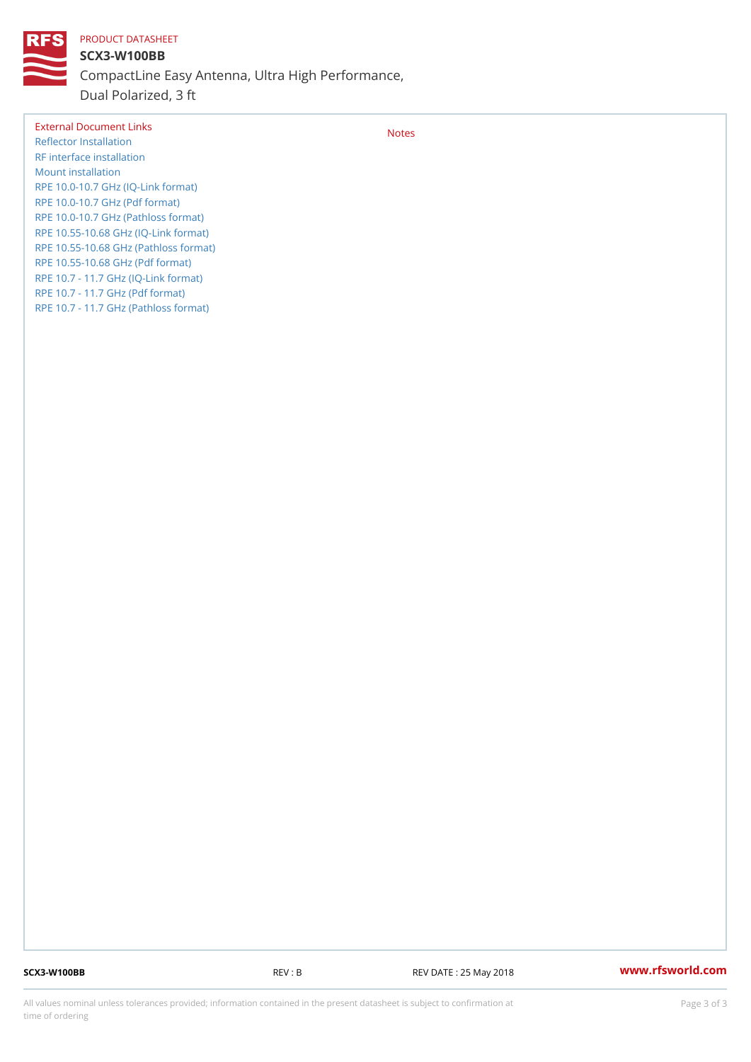PRODUCT DATASHEET

# SCX3-W100BB

CompactLine Easy Antenna, Ultra High Performance, Dual Polarized, 3 ft

External Document Links

Reflector Installation

RF interface installation

Mount installation

RPE 10.0-10.7 GHz (IQ-Link format)

RPE 10.0-10.7 GHz (Pdf format)

RPE 10.0-10.7 GHz (Pathloss format)

RPE 10.55-10.68 GHz (IQ-Link format)

RPE 10.55-10.68 GHz (Pathloss format)

RPE 10.55-10.68 GHz (Pdf format)

RPE 10.7 - 11.7 GHz (IQ-Link format)

RPE 10.7 - 11.7 GHz (Pdf format)

RPE 10.7 - 11.7 GHz (Pathloss format)

Notes

SCX3-W100BB REV : B REV DATE : 25 May 2018 www.rfsworld.com

All values nominal unless tolerances provided; information contained in the present datasheet is subject to confirmation at time of ordering